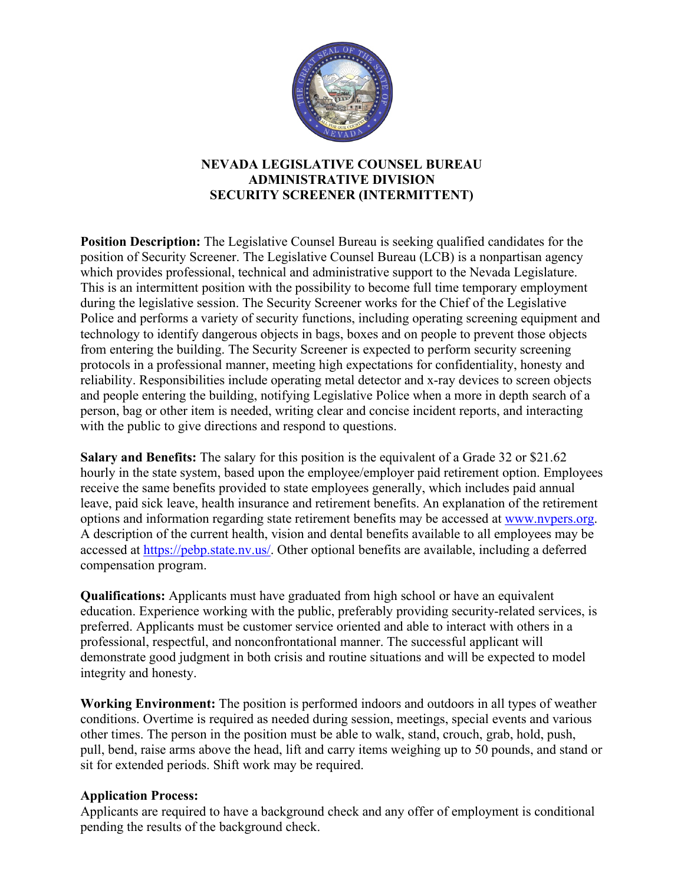# NEVADA LEGISLATIVE COUNSEL BUREAU
## ADMINISTRATIVE DIVISION
## SECURITY SCREENER (INTERMITTENT)

**Position Description:** The Legislative Counsel Bureau is seeking qualified candidates for the position of Security Screener. The Legislative Counsel Bureau (LCB) is a nonpartisan agency which provides professional, technical and administrative support to the Nevada Legislature. This is an intermittent position with the possibility to become full time temporary employment during the legislative session. The Security Screener works for the Chief of the Legislative Police and performs a variety of security functions, including operating screening equipment and technology to identify dangerous objects in bags, boxes and on people to prevent those objects from entering the building. The Security Screener is expected to perform security screening protocols in a professional manner, meeting high expectations for confidentiality, honesty and reliability. Responsibilities include operating metal detector and x-ray devices to screen objects and people entering the building, notifying Legislative Police when a more in depth search of a person, bag or other item is needed, writing clear and concise incident reports, and interacting with the public to give directions and respond to questions.

**Salary and Benefits:** The salary for this position is the equivalent of a Grade 32 or $21.62 hourly in the state system, based upon the employee/employer paid retirement option. Employees receive the same benefits provided to state employees generally, which includes paid annual leave, paid sick leave, health insurance and retirement benefits. An explanation of the retirement options and information regarding state retirement benefits may be accessed at [www.nvpers.org](http://www.nvpers.org). A description of the current health, vision and dental benefits available to all employees may be accessed at [https://pebp.state.nv.us/](https://pebp.state.nv.us/). Other optional benefits are available, including a deferred compensation program.

**Qualifications:** Applicants must have graduated from high school or have an equivalent education. Experience working with the public, preferably providing security-related services, is preferred. Applicants must be customer service oriented and able to interact with others in a professional, respectful, and nonconfrontational manner. The successful applicant will demonstrate good judgment in both crisis and routine situations and will be expected to model integrity and honesty.

**Working Environment:** The position is performed indoors and outdoors in all types of weather conditions. Overtime is required as needed during session, meetings, special events and various other times. The person in the position must be able to walk, stand, crouch, grab, hold, push, pull, bend, raise arms above the head, lift and carry items weighing up to 50 pounds, and stand or sit for extended periods. Shift work may be required.

**Application Process:**

Applicants are required to have a background check and any offer of employment is conditional pending the results of the background check.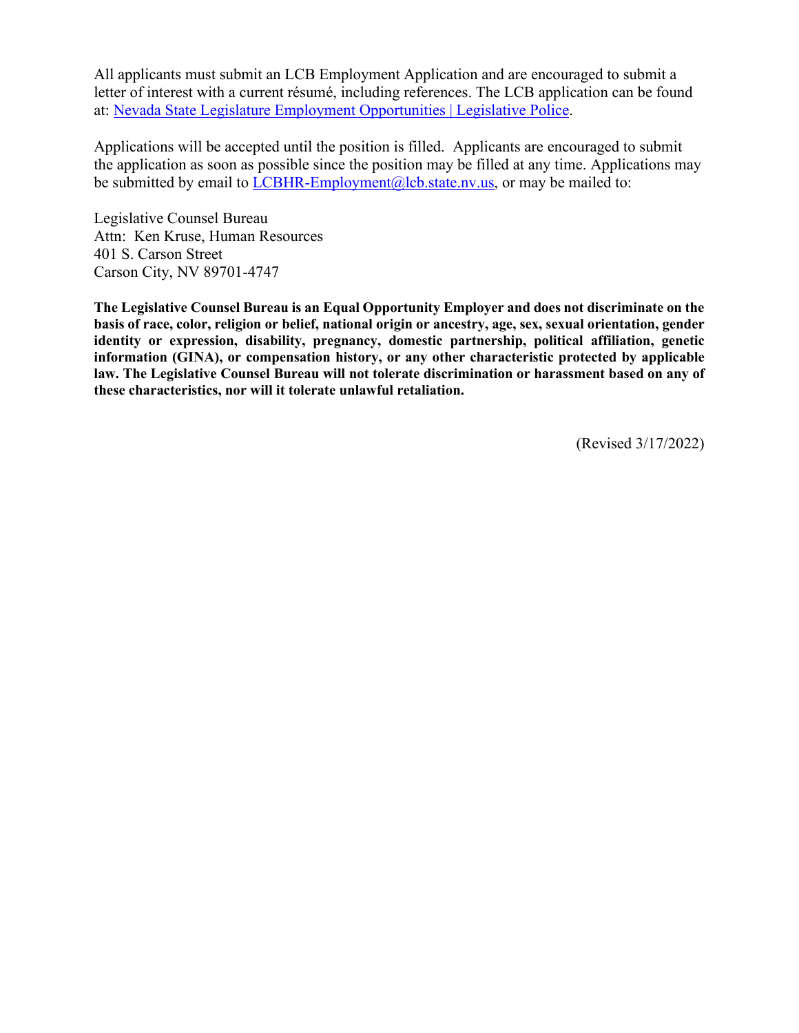All applicants must submit an LCB Employment Application and are encouraged to submit a letter of interest with a current résumé, including references. The LCB application can be found at: Nevada State Legislature Employment Opportunities | Legislative Police.

Applications will be accepted until the position is filled. Applicants are encouraged to submit the application as soon as possible since the position may be filled at any time. Applications may be submitted by email to LCBHR-Employment@lcb.state.nv.us, or may be mailed to:

Legislative Counsel Bureau
Attn: Ken Kruse, Human Resources
401 S. Carson Street
Carson City, NV 89701-4747

**The Legislative Counsel Bureau is an Equal Opportunity Employer and does not discriminate on the basis of race, color, religion or belief, national origin or ancestry, age, sex, sexual orientation, gender identity or expression, disability, pregnancy, domestic partnership, political affiliation, genetic information (GINA), or compensation history, or any other characteristic protected by applicable law. The Legislative Counsel Bureau will not tolerate discrimination or harassment based on any of these characteristics, nor will it tolerate unlawful retaliation.**

(Revised 3/17/2022)